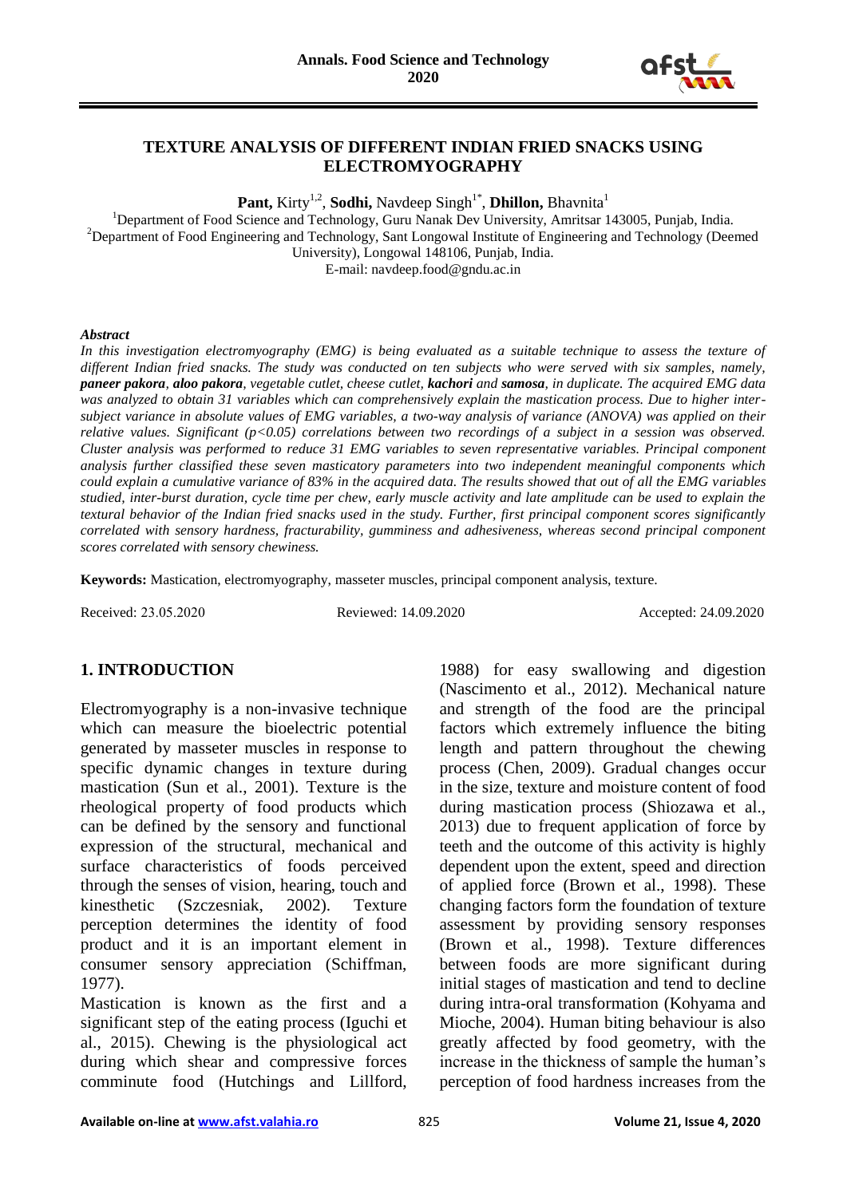# TEXTURE ANALYSIS OF DIFFERENT INDIAN FRIED SNACKS USING ELECTROMYOGRAPHY

**Pant,** Kirty[1,2], **Sodhi,** Navdeep Singh[1*], **Dhillon,** Bhavnita[1]

[1]Department of Food Science and Technology, Guru Nanak Dev University, Amritsar 143005, Punjab, India.
[2]Department of Food Engineering and Technology, Sant Longowal Institute of Engineering and Technology (Deemed University), Longowal 148106, Punjab, India.
E-mail: navdeep.food@gndu.ac.in

***Abstract***

*In this investigation electromyography (EMG) is being evaluated as a suitable technique to assess the texture of different Indian fried snacks. The study was conducted on ten subjects who were served with six samples, namely,* ***paneer pakora****,* ***aloo pakora****, vegetable cutlet, cheese cutlet,* ***kachori*** *and* ***samosa****, in duplicate. The acquired EMG data was analyzed to obtain 31 variables which can comprehensively explain the mastication process. Due to higher inter-subject variance in absolute values of EMG variables, a two-way analysis of variance (ANOVA) was applied on their relative values. Significant ($p<0.05$) correlations between two recordings of a subject in a session was observed. Cluster analysis was performed to reduce 31 EMG variables to seven representative variables. Principal component analysis further classified these seven masticatory parameters into two independent meaningful components which could explain a cumulative variance of 83% in the acquired data. The results showed that out of all the EMG variables studied, inter-burst duration, cycle time per chew, early muscle activity and late amplitude can be used to explain the textural behavior of the Indian fried snacks used in the study. Further, first principal component scores significantly correlated with sensory hardness, fracturability, gumminess and adhesiveness, whereas second principal component scores correlated with sensory chewiness.*

**Keywords:** Mastication, electromyography, masseter muscles, principal component analysis, texture.

Received: 23.05.2020 Reviewed: 14.09.2020 Accepted: 24.09.2020

## 1. INTRODUCTION

Electromyography is a non-invasive technique which can measure the bioelectric potential generated by masseter muscles in response to specific dynamic changes in texture during mastication (Sun et al., 2001). Texture is the rheological property of food products which can be defined by the sensory and functional expression of the structural, mechanical and surface characteristics of foods perceived through the senses of vision, hearing, touch and kinesthetic (Szczesniak, 2002). Texture perception determines the identity of food product and it is an important element in consumer sensory appreciation (Schiffman, 1977).

Mastication is known as the first and a significant step of the eating process (Iguchi et al., 2015). Chewing is the physiological act during which shear and compressive forces comminute food (Hutchings and Lillford, 1988) for easy swallowing and digestion (Nascimento et al., 2012). Mechanical nature and strength of the food are the principal factors which extremely influence the biting length and pattern throughout the chewing process (Chen, 2009). Gradual changes occur in the size, texture and moisture content of food during mastication process (Shiozawa et al., 2013) due to frequent application of force by teeth and the outcome of this activity is highly dependent upon the extent, speed and direction of applied force (Brown et al., 1998). These changing factors form the foundation of texture assessment by providing sensory responses (Brown et al., 1998). Texture differences between foods are more significant during initial stages of mastication and tend to decline during intra-oral transformation (Kohyama and Mioche, 2004). Human biting behaviour is also greatly affected by food geometry, with the increase in the thickness of sample the human's perception of food hardness increases from the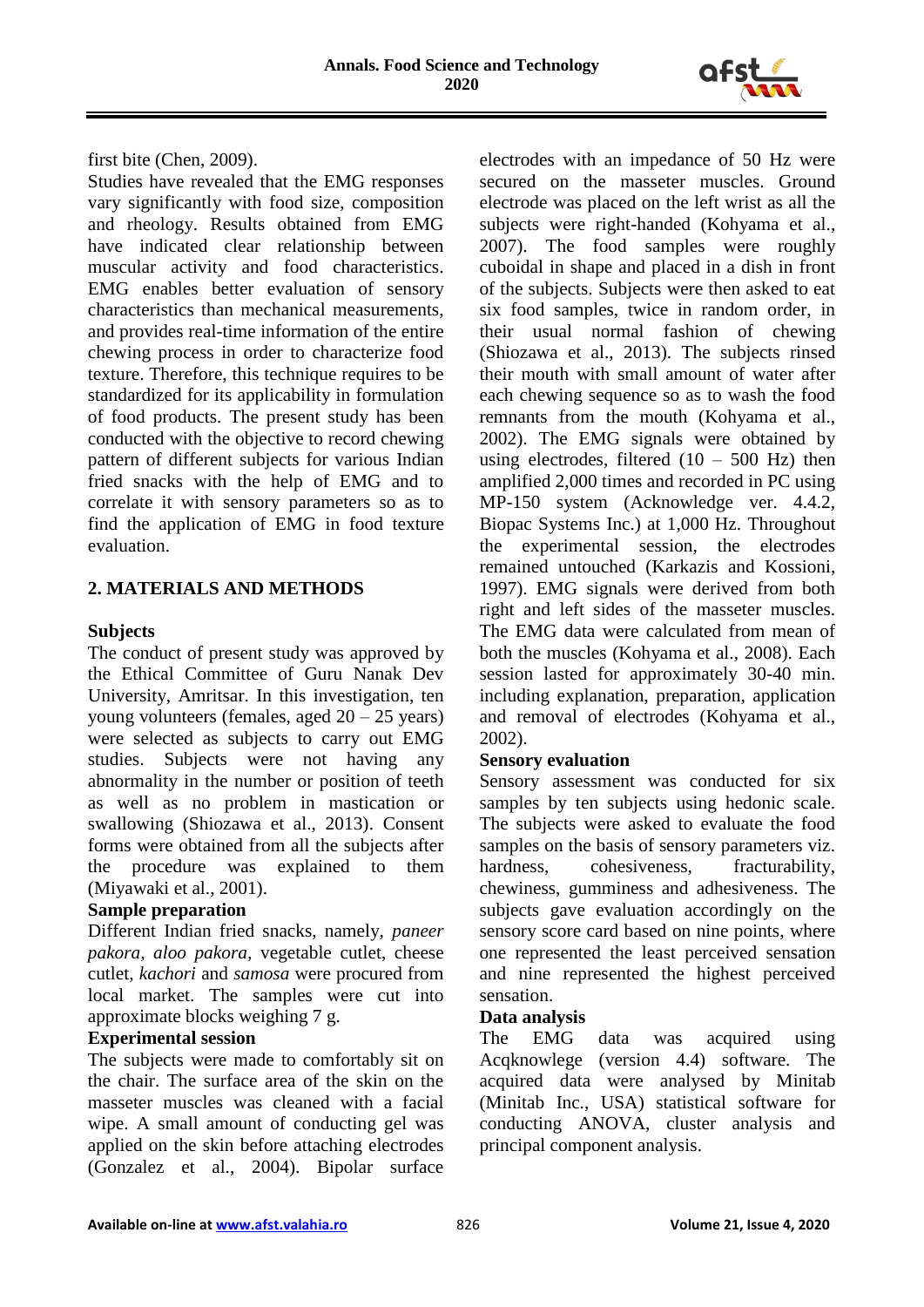first bite (Chen, 2009).

Studies have revealed that the EMG responses vary significantly with food size, composition and rheology. Results obtained from EMG have indicated clear relationship between muscular activity and food characteristics. EMG enables better evaluation of sensory characteristics than mechanical measurements, and provides real-time information of the entire chewing process in order to characterize food texture. Therefore, this technique requires to be standardized for its applicability in formulation of food products. The present study has been conducted with the objective to record chewing pattern of different subjects for various Indian fried snacks with the help of EMG and to correlate it with sensory parameters so as to find the application of EMG in food texture evaluation.

## 2. MATERIALS AND METHODS

### Subjects

The conduct of present study was approved by the Ethical Committee of Guru Nanak Dev University, Amritsar. In this investigation, ten young volunteers (females, aged 20 – 25 years) were selected as subjects to carry out EMG studies. Subjects were not having any abnormality in the number or position of teeth as well as no problem in mastication or swallowing (Shiozawa et al., 2013). Consent forms were obtained from all the subjects after the procedure was explained to them (Miyawaki et al., 2001).

### Sample preparation

Different Indian fried snacks, namely, *paneer pakora, aloo pakora,* vegetable cutlet, cheese cutlet, *kachori* and *samosa* were procured from local market. The samples were cut into approximate blocks weighing 7 g.

### Experimental session

The subjects were made to comfortably sit on the chair. The surface area of the skin on the masseter muscles was cleaned with a facial wipe. A small amount of conducting gel was applied on the skin before attaching electrodes (Gonzalez et al., 2004). Bipolar surface electrodes with an impedance of 50 Hz were secured on the masseter muscles. Ground electrode was placed on the left wrist as all the subjects were right-handed (Kohyama et al., 2007). The food samples were roughly cuboidal in shape and placed in a dish in front of the subjects. Subjects were then asked to eat six food samples, twice in random order, in their usual normal fashion of chewing (Shiozawa et al., 2013). The subjects rinsed their mouth with small amount of water after each chewing sequence so as to wash the food remnants from the mouth (Kohyama et al., 2002). The EMG signals were obtained by using electrodes, filtered (10 – 500 Hz) then amplified 2,000 times and recorded in PC using MP-150 system (Acknowledge ver. 4.4.2, Biopac Systems Inc.) at 1,000 Hz. Throughout the experimental session, the electrodes remained untouched (Karkazis and Kossioni, 1997). EMG signals were derived from both right and left sides of the masseter muscles. The EMG data were calculated from mean of both the muscles (Kohyama et al., 2008). Each session lasted for approximately 30-40 min. including explanation, preparation, application and removal of electrodes (Kohyama et al., 2002).

### Sensory evaluation

Sensory assessment was conducted for six samples by ten subjects using hedonic scale. The subjects were asked to evaluate the food samples on the basis of sensory parameters viz. hardness, cohesiveness, fracturability, chewiness, gumminess and adhesiveness. The subjects gave evaluation accordingly on the sensory score card based on nine points, where one represented the least perceived sensation and nine represented the highest perceived sensation.

### Data analysis

The EMG data was acquired using Acqknowlege (version 4.4) software. The acquired data were analysed by Minitab (Minitab Inc., USA) statistical software for conducting ANOVA, cluster analysis and principal component analysis.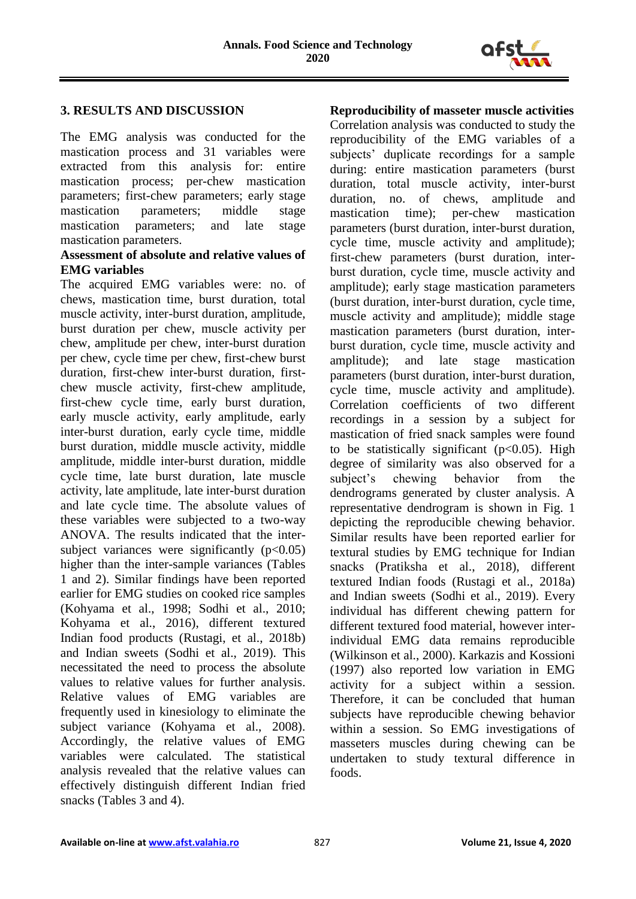## 3. RESULTS AND DISCUSSION

The EMG analysis was conducted for the mastication process and 31 variables were extracted from this analysis for: entire mastication process; per-chew mastication parameters; first-chew parameters; early stage mastication parameters; middle stage mastication parameters; and late stage mastication parameters.

### Assessment of absolute and relative values of EMG variables

The acquired EMG variables were: no. of chews, mastication time, burst duration, total muscle activity, inter-burst duration, amplitude, burst duration per chew, muscle activity per chew, amplitude per chew, inter-burst duration per chew, cycle time per chew, first-chew burst duration, first-chew inter-burst duration, first-chew muscle activity, first-chew amplitude, first-chew cycle time, early burst duration, early muscle activity, early amplitude, early inter-burst duration, early cycle time, middle burst duration, middle muscle activity, middle amplitude, middle inter-burst duration, middle cycle time, late burst duration, late muscle activity, late amplitude, late inter-burst duration and late cycle time. The absolute values of these variables were subjected to a two-way ANOVA. The results indicated that the inter-subject variances were significantly ($p<0.05$) higher than the inter-sample variances (Tables 1 and 2). Similar findings have been reported earlier for EMG studies on cooked rice samples (Kohyama et al., 1998; Sodhi et al., 2010; Kohyama et al., 2016), different textured Indian food products (Rustagi, et al., 2018b) and Indian sweets (Sodhi et al., 2019). This necessitated the need to process the absolute values to relative values for further analysis. Relative values of EMG variables are frequently used in kinesiology to eliminate the subject variance (Kohyama et al., 2008). Accordingly, the relative values of EMG variables were calculated. The statistical analysis revealed that the relative values can effectively distinguish different Indian fried snacks (Tables 3 and 4).

### Reproducibility of masseter muscle activities

Correlation analysis was conducted to study the reproducibility of the EMG variables of a subjects' duplicate recordings for a sample during: entire mastication parameters (burst duration, total muscle activity, inter-burst duration, no. of chews, amplitude and mastication time); per-chew mastication parameters (burst duration, inter-burst duration, cycle time, muscle activity and amplitude); first-chew parameters (burst duration, inter-burst duration, cycle time, muscle activity and amplitude); early stage mastication parameters (burst duration, inter-burst duration, cycle time, muscle activity and amplitude); middle stage mastication parameters (burst duration, inter-burst duration, cycle time, muscle activity and amplitude); and late stage mastication parameters (burst duration, inter-burst duration, cycle time, muscle activity and amplitude). Correlation coefficients of two different recordings in a session by a subject for mastication of fried snack samples were found to be statistically significant ($p<0.05$). High degree of similarity was also observed for a subject's chewing behavior from the dendrograms generated by cluster analysis. A representative dendrogram is shown in Fig. 1 depicting the reproducible chewing behavior. Similar results have been reported earlier for textural studies by EMG technique for Indian snacks (Pratiksha et al., 2018), different textured Indian foods (Rustagi et al., 2018a) and Indian sweets (Sodhi et al., 2019). Every individual has different chewing pattern for different textured food material, however inter-individual EMG data remains reproducible (Wilkinson et al., 2000). Karkazis and Kossioni (1997) also reported low variation in EMG activity for a subject within a session. Therefore, it can be concluded that human subjects have reproducible chewing behavior within a session. So EMG investigations of masseters muscles during chewing can be undertaken to study textural difference in foods.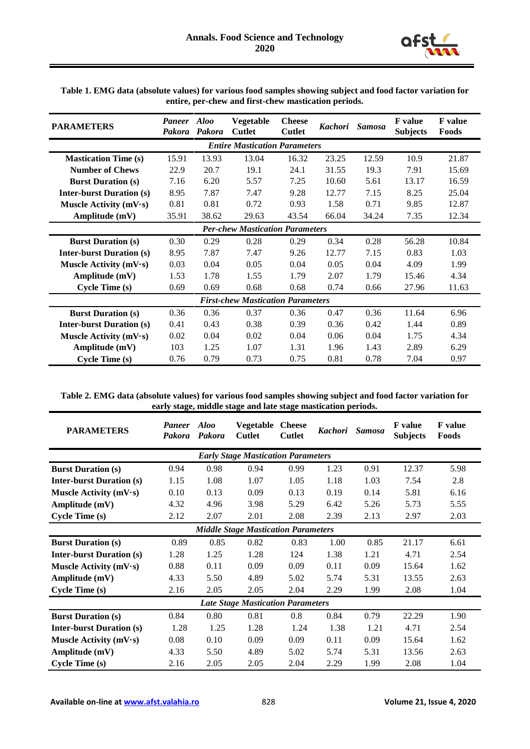**Table 1. EMG data (absolute values) for various food samples showing subject and food factor variation for entire, per-chew and first-chew mastication periods.**

| PARAMETERS | *Paneer Pakora* | *Aloo Pakora* | Vegetable Cutlet | Cheese Cutlet | *Kachori* | *Samosa* | F value Subjects | F value Foods |
|---|---|---|---|---|---|---|---|---|
| | | | *Entire Mastication Parameters* | | | | | |
| **Mastication Time (s)** | 15.91 | 13.93 | 13.04 | 16.32 | 23.25 | 12.59 | 10.9 | 21.87 |
| **Number of Chews** | 22.9 | 20.7 | 19.1 | 24.1 | 31.55 | 19.3 | 7.91 | 15.69 |
| **Burst Duration (s)** | 7.16 | 6.20 | 5.57 | 7.25 | 10.60 | 5.61 | 13.17 | 16.59 |
| **Inter-burst Duration (s)** | 8.95 | 7.87 | 7.47 | 9.28 | 12.77 | 7.15 | 8.25 | 25.04 |
| **Muscle Activity (mV·s)** | 0.81 | 0.81 | 0.72 | 0.93 | 1.58 | 0.71 | 9.85 | 12.87 |
| **Amplitude (mV)** | 35.91 | 38.62 | 29.63 | 43.54 | 66.04 | 34.24 | 7.35 | 12.34 |
| | | | *Per-chew Mastication Parameters* | | | | | |
| **Burst Duration (s)** | 0.30 | 0.29 | 0.28 | 0.29 | 0.34 | 0.28 | 56.28 | 10.84 |
| **Inter-burst Duration (s)** | 8.95 | 7.87 | 7.47 | 9.26 | 12.77 | 7.15 | 0.83 | 1.03 |
| **Muscle Activity (mV·s)** | 0.03 | 0.04 | 0.05 | 0.04 | 0.05 | 0.04 | 4.09 | 1.99 |
| **Amplitude (mV)** | 1.53 | 1.78 | 1.55 | 1.79 | 2.07 | 1.79 | 15.46 | 4.34 |
| **Cycle Time (s)** | 0.69 | 0.69 | 0.68 | 0.68 | 0.74 | 0.66 | 27.96 | 11.63 |
| | | | *First-chew Mastication Parameters* | | | | | |
| **Burst Duration (s)** | 0.36 | 0.36 | 0.37 | 0.36 | 0.47 | 0.36 | 11.64 | 6.96 |
| **Inter-burst Duration (s)** | 0.41 | 0.43 | 0.38 | 0.39 | 0.36 | 0.42 | 1.44 | 0.89 |
| **Muscle Activity (mV·s)** | 0.02 | 0.04 | 0.02 | 0.04 | 0.06 | 0.04 | 1.75 | 4.34 |
| **Amplitude (mV)** | 103 | 1.25 | 1.07 | 1.31 | 1.96 | 1.43 | 2.89 | 6.29 |
| **Cycle Time (s)** | 0.76 | 0.79 | 0.73 | 0.75 | 0.81 | 0.78 | 7.04 | 0.97 |

**Table 2. EMG data (absolute values) for various food samples showing subject and food factor variation for early stage, middle stage and late stage mastication periods.**

| PARAMETERS | *Paneer Pakora* | *Aloo Pakora* | Vegetable Cutlet | Cheese Cutlet | *Kachori* | *Samosa* | F value Subjects | F value Foods |
|---|---|---|---|---|---|---|---|---|
| | | | *Early Stage Mastication Parameters* | | | | | |
| **Burst Duration (s)** | 0.94 | 0.98 | 0.94 | 0.99 | 1.23 | 0.91 | 12.37 | 5.98 |
| **Inter-burst Duration (s)** | 1.15 | 1.08 | 1.07 | 1.05 | 1.18 | 1.03 | 7.54 | 2.8 |
| **Muscle Activity (mV·s)** | 0.10 | 0.13 | 0.09 | 0.13 | 0.19 | 0.14 | 5.81 | 6.16 |
| **Amplitude (mV)** | 4.32 | 4.96 | 3.98 | 5.29 | 6.42 | 5.26 | 5.73 | 5.55 |
| **Cycle Time (s)** | 2.12 | 2.07 | 2.01 | 2.08 | 2.39 | 2.13 | 2.97 | 2.03 |
| | | | *Middle Stage Mastication Parameters* | | | | | |
| **Burst Duration (s)** | 0.89 | 0.85 | 0.82 | 0.83 | 1.00 | 0.85 | 21.17 | 6.61 |
| **Inter-burst Duration (s)** | 1.28 | 1.25 | 1.28 | 124 | 1.38 | 1.21 | 4.71 | 2.54 |
| **Muscle Activity (mV·s)** | 0.88 | 0.11 | 0.09 | 0.09 | 0.11 | 0.09 | 15.64 | 1.62 |
| **Amplitude (mV)** | 4.33 | 5.50 | 4.89 | 5.02 | 5.74 | 5.31 | 13.55 | 2.63 |
| **Cycle Time (s)** | 2.16 | 2.05 | 2.05 | 2.04 | 2.29 | 1.99 | 2.08 | 1.04 |
| | | | *Late Stage Mastication Parameters* | | | | | |
| **Burst Duration (s)** | 0.84 | 0.80 | 0.81 | 0.8 | 0.84 | 0.79 | 22.29 | 1.90 |
| **Inter-burst Duration (s)** | 1.28 | 1.25 | 1.28 | 1.24 | 1.38 | 1.21 | 4.71 | 2.54 |
| **Muscle Activity (mV·s)** | 0.08 | 0.10 | 0.09 | 0.09 | 0.11 | 0.09 | 15.64 | 1.62 |
| **Amplitude (mV)** | 4.33 | 5.50 | 4.89 | 5.02 | 5.74 | 5.31 | 13.56 | 2.63 |
| **Cycle Time (s)** | 2.16 | 2.05 | 2.05 | 2.04 | 2.29 | 1.99 | 2.08 | 1.04 |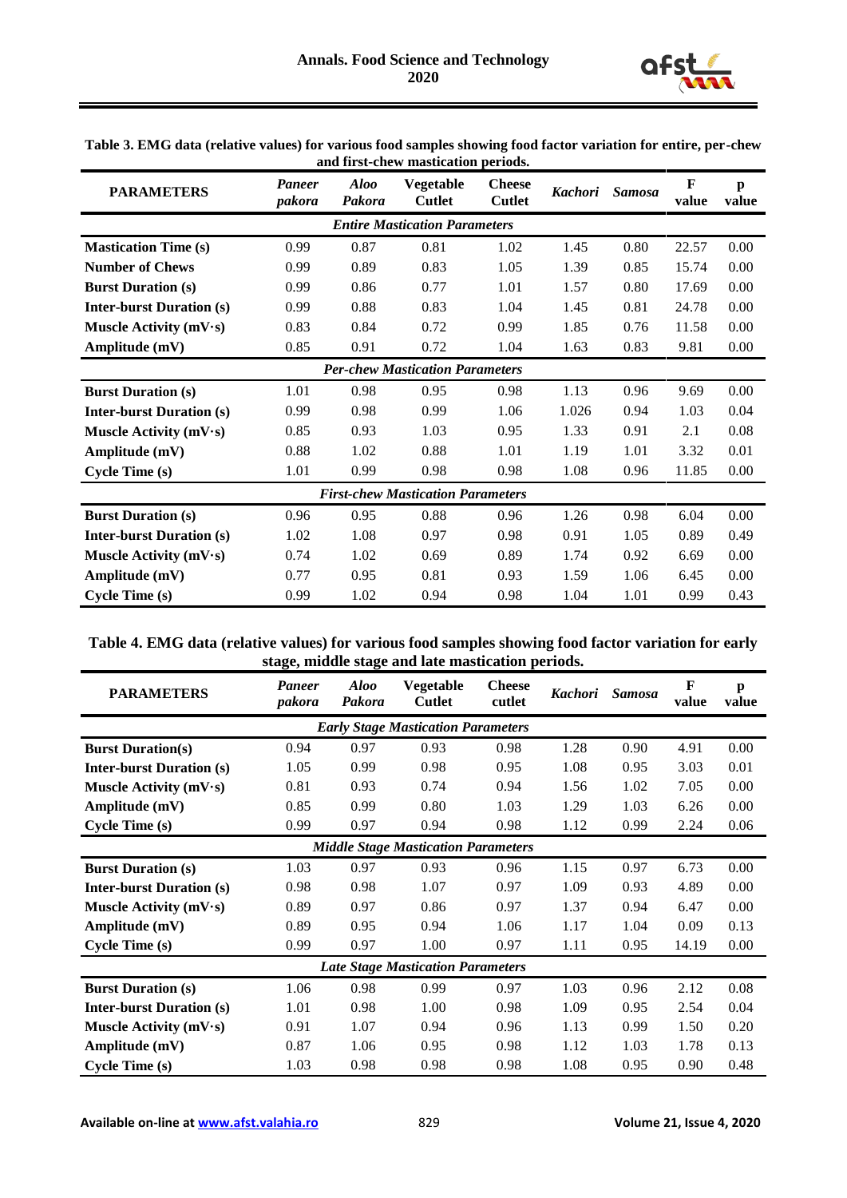**Table 3. EMG data (relative values) for various food samples showing food factor variation for entire, per-chew and first-chew mastication periods.**

| PARAMETERS | *Paneer pakora* | *Aloo Pakora* | Vegetable Cutlet | Cheese Cutlet | *Kachori* | *Samosa* | F value | p value |
|---|---|---|---|---|---|---|---|---|
| | | | *Entire Mastication Parameters* | | | | | |
| **Mastication Time (s)** | 0.99 | 0.87 | 0.81 | 1.02 | 1.45 | 0.80 | 22.57 | 0.00 |
| **Number of Chews** | 0.99 | 0.89 | 0.83 | 1.05 | 1.39 | 0.85 | 15.74 | 0.00 |
| **Burst Duration (s)** | 0.99 | 0.86 | 0.77 | 1.01 | 1.57 | 0.80 | 17.69 | 0.00 |
| **Inter-burst Duration (s)** | 0.99 | 0.88 | 0.83 | 1.04 | 1.45 | 0.81 | 24.78 | 0.00 |
| **Muscle Activity (mV·s)** | 0.83 | 0.84 | 0.72 | 0.99 | 1.85 | 0.76 | 11.58 | 0.00 |
| **Amplitude (mV)** | 0.85 | 0.91 | 0.72 | 1.04 | 1.63 | 0.83 | 9.81 | 0.00 |
| | | | *Per-chew Mastication Parameters* | | | | | |
| **Burst Duration (s)** | 1.01 | 0.98 | 0.95 | 0.98 | 1.13 | 0.96 | 9.69 | 0.00 |
| **Inter-burst Duration (s)** | 0.99 | 0.98 | 0.99 | 1.06 | 1.026 | 0.94 | 1.03 | 0.04 |
| **Muscle Activity (mV·s)** | 0.85 | 0.93 | 1.03 | 0.95 | 1.33 | 0.91 | 2.1 | 0.08 |
| **Amplitude (mV)** | 0.88 | 1.02 | 0.88 | 1.01 | 1.19 | 1.01 | 3.32 | 0.01 |
| **Cycle Time (s)** | 1.01 | 0.99 | 0.98 | 0.98 | 1.08 | 0.96 | 11.85 | 0.00 |
| | | | *First-chew Mastication Parameters* | | | | | |
| **Burst Duration (s)** | 0.96 | 0.95 | 0.88 | 0.96 | 1.26 | 0.98 | 6.04 | 0.00 |
| **Inter-burst Duration (s)** | 1.02 | 1.08 | 0.97 | 0.98 | 0.91 | 1.05 | 0.89 | 0.49 |
| **Muscle Activity (mV·s)** | 0.74 | 1.02 | 0.69 | 0.89 | 1.74 | 0.92 | 6.69 | 0.00 |
| **Amplitude (mV)** | 0.77 | 0.95 | 0.81 | 0.93 | 1.59 | 1.06 | 6.45 | 0.00 |
| **Cycle Time (s)** | 0.99 | 1.02 | 0.94 | 0.98 | 1.04 | 1.01 | 0.99 | 0.43 |

**Table 4. EMG data (relative values) for various food samples showing food factor variation for early stage, middle stage and late mastication periods.**

| PARAMETERS | *Paneer pakora* | *Aloo Pakora* | Vegetable Cutlet | Cheese cutlet | *Kachori* | *Samosa* | F value | p value |
|---|---|---|---|---|---|---|---|---|
| | | | *Early Stage Mastication Parameters* | | | | | |
| **Burst Duration(s)** | 0.94 | 0.97 | 0.93 | 0.98 | 1.28 | 0.90 | 4.91 | 0.00 |
| **Inter-burst Duration (s)** | 1.05 | 0.99 | 0.98 | 0.95 | 1.08 | 0.95 | 3.03 | 0.01 |
| **Muscle Activity (mV·s)** | 0.81 | 0.93 | 0.74 | 0.94 | 1.56 | 1.02 | 7.05 | 0.00 |
| **Amplitude (mV)** | 0.85 | 0.99 | 0.80 | 1.03 | 1.29 | 1.03 | 6.26 | 0.00 |
| **Cycle Time (s)** | 0.99 | 0.97 | 0.94 | 0.98 | 1.12 | 0.99 | 2.24 | 0.06 |
| | | | *Middle Stage Mastication Parameters* | | | | | |
| **Burst Duration (s)** | 1.03 | 0.97 | 0.93 | 0.96 | 1.15 | 0.97 | 6.73 | 0.00 |
| **Inter-burst Duration (s)** | 0.98 | 0.98 | 1.07 | 0.97 | 1.09 | 0.93 | 4.89 | 0.00 |
| **Muscle Activity (mV·s)** | 0.89 | 0.97 | 0.86 | 0.97 | 1.37 | 0.94 | 6.47 | 0.00 |
| **Amplitude (mV)** | 0.89 | 0.95 | 0.94 | 1.06 | 1.17 | 1.04 | 0.09 | 0.13 |
| **Cycle Time (s)** | 0.99 | 0.97 | 1.00 | 0.97 | 1.11 | 0.95 | 14.19 | 0.00 |
| | | | *Late Stage Mastication Parameters* | | | | | |
| **Burst Duration (s)** | 1.06 | 0.98 | 0.99 | 0.97 | 1.03 | 0.96 | 2.12 | 0.08 |
| **Inter-burst Duration (s)** | 1.01 | 0.98 | 1.00 | 0.98 | 1.09 | 0.95 | 2.54 | 0.04 |
| **Muscle Activity (mV·s)** | 0.91 | 1.07 | 0.94 | 0.96 | 1.13 | 0.99 | 1.50 | 0.20 |
| **Amplitude (mV)** | 0.87 | 1.06 | 0.95 | 0.98 | 1.12 | 1.03 | 1.78 | 0.13 |
| **Cycle Time (s)** | 1.03 | 0.98 | 0.98 | 0.98 | 1.08 | 0.95 | 0.90 | 0.48 |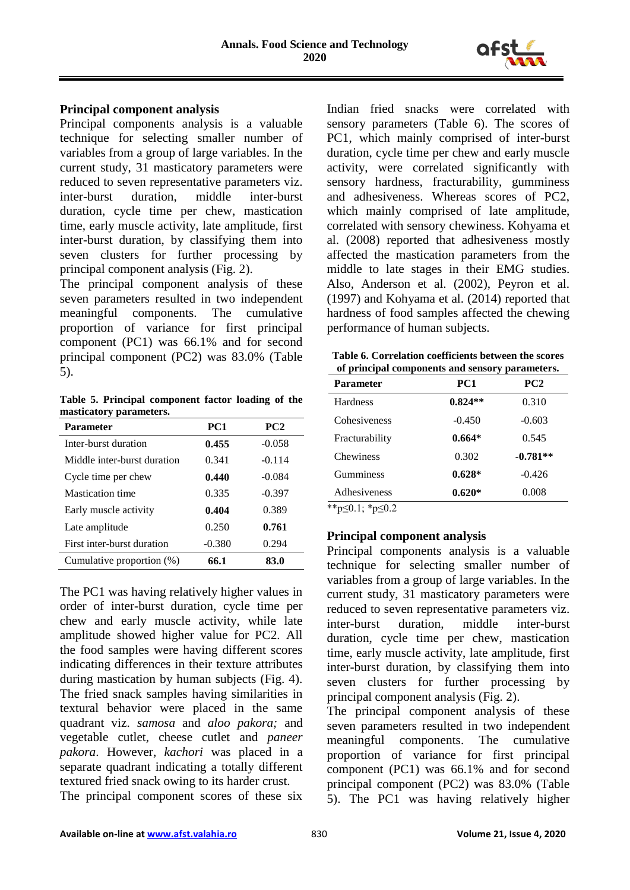## Principal component analysis

Principal components analysis is a valuable technique for selecting smaller number of variables from a group of large variables. In the current study, 31 masticatory parameters were reduced to seven representative parameters viz. inter-burst duration, middle inter-burst duration, cycle time per chew, mastication time, early muscle activity, late amplitude, first inter-burst duration, by classifying them into seven clusters for further processing by principal component analysis (Fig. 2).

The principal component analysis of these seven parameters resulted in two independent meaningful components. The cumulative proportion of variance for first principal component (PC1) was 66.1% and for second principal component (PC2) was 83.0% (Table 5).

**Table 5. Principal component factor loading of the masticatory parameters.**

| Parameter | PC1 | PC2 |
|---|---|---|
| Inter-burst duration | **0.455** | -0.058 |
| Middle inter-burst duration | 0.341 | -0.114 |
| Cycle time per chew | **0.440** | -0.084 |
| Mastication time | 0.335 | -0.397 |
| Early muscle activity | **0.404** | 0.389 |
| Late amplitude | 0.250 | **0.761** |
| First inter-burst duration | -0.380 | 0.294 |
| Cumulative proportion (%) | **66.1** | **83.0** |

The PC1 was having relatively higher values in order of inter-burst duration, cycle time per chew and early muscle activity, while late amplitude showed higher value for PC2. All the food samples were having different scores indicating differences in their texture attributes during mastication by human subjects (Fig. 4). The fried snack samples having similarities in textural behavior were placed in the same quadrant viz. *samosa* and *aloo pakora;* and vegetable cutlet, cheese cutlet and *paneer pakora*. However, *kachori* was placed in a separate quadrant indicating a totally different textured fried snack owing to its harder crust.

The principal component scores of these six Indian fried snacks were correlated with sensory parameters (Table 6). The scores of PC1, which mainly comprised of inter-burst duration, cycle time per chew and early muscle activity, were correlated significantly with sensory hardness, fracturability, gumminess and adhesiveness. Whereas scores of PC2, which mainly comprised of late amplitude, correlated with sensory chewiness. Kohyama et al. (2008) reported that adhesiveness mostly affected the mastication parameters from the middle to late stages in their EMG studies. Also, Anderson et al. (2002), Peyron et al. (1997) and Kohyama et al. (2014) reported that hardness of food samples affected the chewing performance of human subjects.

**Table 6. Correlation coefficients between the scores of principal components and sensory parameters.**

| Parameter | PC1 | PC2 |
|---|---|---|
| Hardness | **0.824\*\*** | 0.310 |
| Cohesiveness | -0.450 | -0.603 |
| Fracturability | **0.664\*** | 0.545 |
| Chewiness | 0.302 | **-0.781\*\*** |
| Gumminess | **0.628\*** | -0.426 |
| Adhesiveness | **0.620\*** | 0.008 |

**$p \leq 0.1$; *$p \leq 0.2$

## Principal component analysis

Principal components analysis is a valuable technique for selecting smaller number of variables from a group of large variables. In the current study, 31 masticatory parameters were reduced to seven representative parameters viz. inter-burst duration, middle inter-burst duration, cycle time per chew, mastication time, early muscle activity, late amplitude, first inter-burst duration, by classifying them into seven clusters for further processing by principal component analysis (Fig. 2).

The principal component analysis of these seven parameters resulted in two independent meaningful components. The cumulative proportion of variance for first principal component (PC1) was 66.1% and for second principal component (PC2) was 83.0% (Table 5). The PC1 was having relatively higher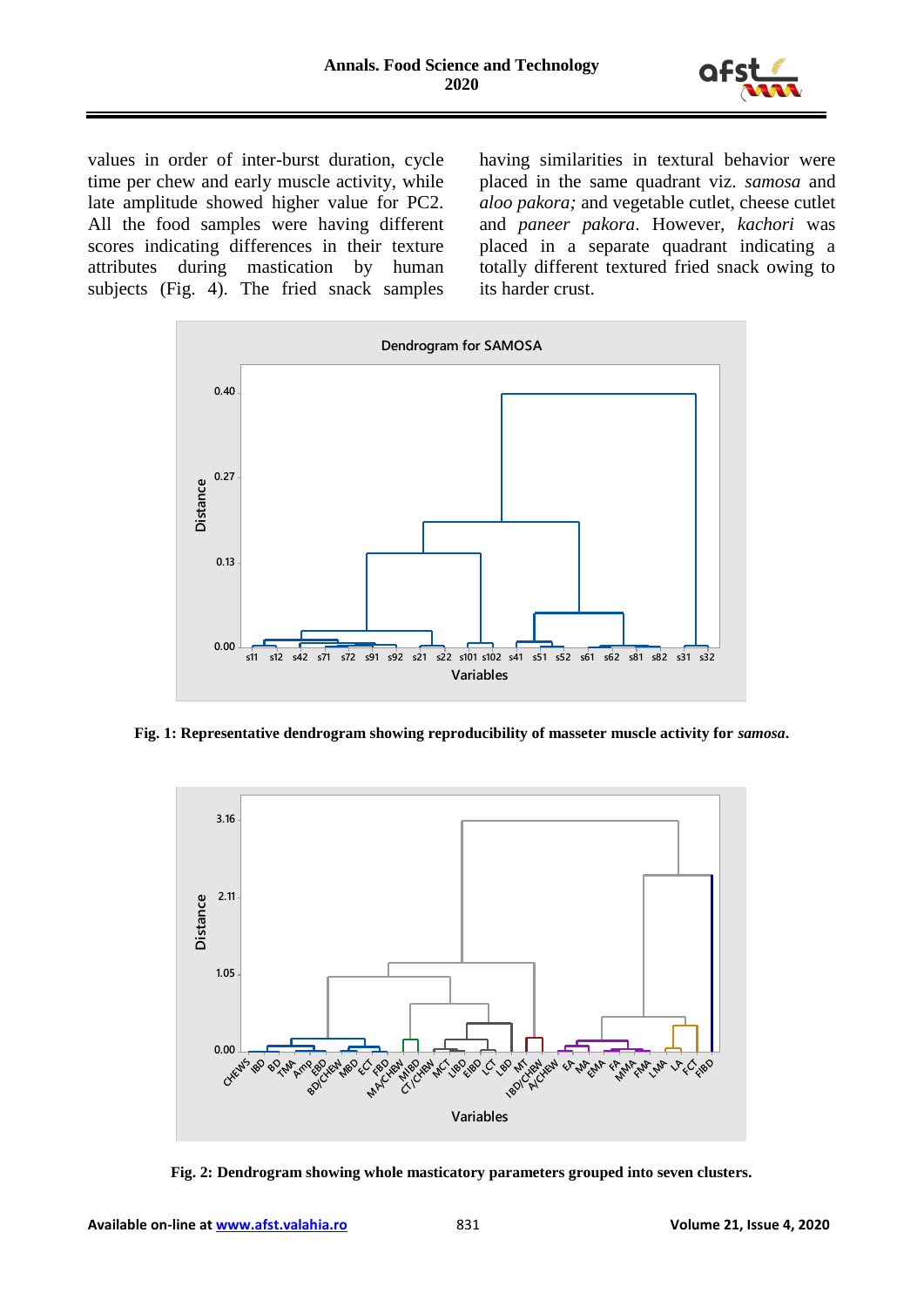values in order of inter-burst duration, cycle time per chew and early muscle activity, while late amplitude showed higher value for PC2. All the food samples were having different scores indicating differences in their texture attributes during mastication by human subjects (Fig. 4). The fried snack samples having similarities in textural behavior were placed in the same quadrant viz. *samosa* and *aloo pakora;* and vegetable cutlet, cheese cutlet and *paneer pakora*. However, *kachori* was placed in a separate quadrant indicating a totally different textured fried snack owing to its harder crust.

**Fig. 1: Representative dendrogram showing reproducibility of masseter muscle activity for *samosa*.**

**Fig. 2: Dendrogram showing whole masticatory parameters grouped into seven clusters.**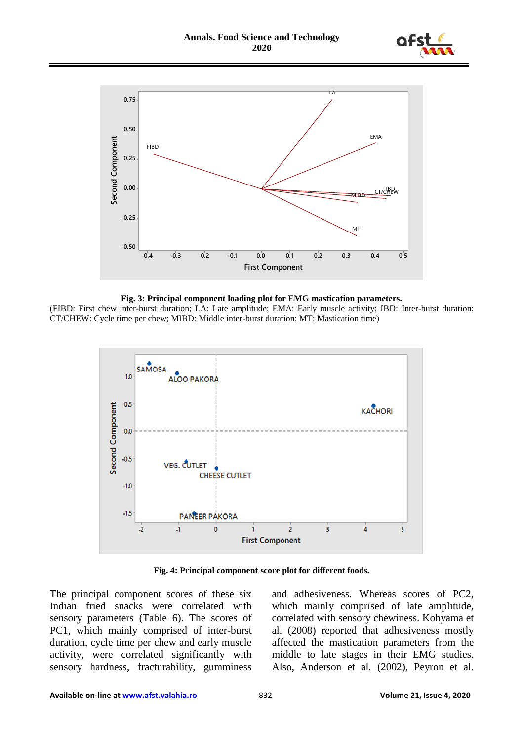**Fig. 3: Principal component loading plot for EMG mastication parameters.**

(FIBD: First chew inter-burst duration; LA: Late amplitude; EMA: Early muscle activity; IBD: Inter-burst duration; CT/CHEW: Cycle time per chew; MIBD: Middle inter-burst duration; MT: Mastication time)

**Fig. 4: Principal component score plot for different foods.**

The principal component scores of these six Indian fried snacks were correlated with sensory parameters (Table 6). The scores of PC1, which mainly comprised of inter-burst duration, cycle time per chew and early muscle activity, were correlated significantly with sensory hardness, fracturability, gumminess and adhesiveness. Whereas scores of PC2, which mainly comprised of late amplitude, correlated with sensory chewiness. Kohyama et al. (2008) reported that adhesiveness mostly affected the mastication parameters from the middle to late stages in their EMG studies. Also, Anderson et al. (2002), Peyron et al.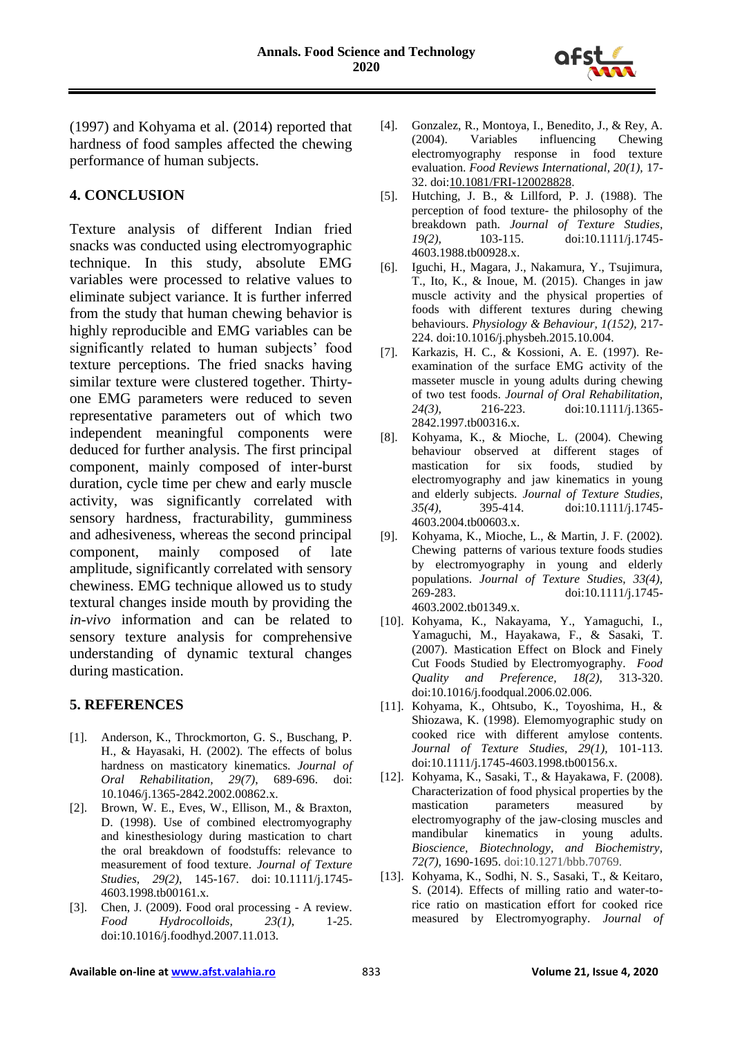(1997) and Kohyama et al. (2014) reported that hardness of food samples affected the chewing performance of human subjects.

## 4. CONCLUSION

Texture analysis of different Indian fried snacks was conducted using electromyographic technique. In this study, absolute EMG variables were processed to relative values to eliminate subject variance. It is further inferred from the study that human chewing behavior is highly reproducible and EMG variables can be significantly related to human subjects' food texture perceptions. The fried snacks having similar texture were clustered together. Thirty-one EMG parameters were reduced to seven representative parameters out of which two independent meaningful components were deduced for further analysis. The first principal component, mainly composed of inter-burst duration, cycle time per chew and early muscle activity, was significantly correlated with sensory hardness, fracturability, gumminess and adhesiveness, whereas the second principal component, mainly composed of late amplitude, significantly correlated with sensory chewiness. EMG technique allowed us to study textural changes inside mouth by providing the *in-vivo* information and can be related to sensory texture analysis for comprehensive understanding of dynamic textural changes during mastication.

## 5. REFERENCES

[1]. Anderson, K., Throckmorton, G. S., Buschang, P. H., & Hayasaki, H. (2002). The effects of bolus hardness on masticatory kinematics. *Journal of Oral Rehabilitation, 29(7),* 689-696. doi: 10.1046/j.1365-2842.2002.00862.x.

[2]. Brown, W. E., Eves, W., Ellison, M., & Braxton, D. (1998). Use of combined electromyography and kinesthesiology during mastication to chart the oral breakdown of foodstuffs: relevance to measurement of food texture. *Journal of Texture Studies, 29(2),* 145-167. doi: 10.1111/j.1745-4603.1998.tb00161.x.

[3]. Chen, J. (2009). Food oral processing - A review. *Food Hydrocolloids, 23(1),* 1-25. doi:10.1016/j.foodhyd.2007.11.013.

[4]. Gonzalez, R., Montoya, I., Benedito, J., & Rey, A. (2004). Variables influencing Chewing electromyography response in food texture evaluation. *Food Reviews International, 20(1),* 17-32. doi:10.1081/FRI-120028828.

[5]. Hutching, J. B., & Lillford, P. J. (1988). The perception of food texture- the philosophy of the breakdown path. *Journal of Texture Studies, 19(2),* 103-115. doi:10.1111/j.1745-4603.1988.tb00928.x.

[6]. Iguchi, H., Magara, J., Nakamura, Y., Tsujimura, T., Ito, K., & Inoue, M. (2015). Changes in jaw muscle activity and the physical properties of foods with different textures during chewing behaviours. *Physiology & Behaviour, 1(152),* 217-224. doi:10.1016/j.physbeh.2015.10.004.

[7]. Karkazis, H. C., & Kossioni, A. E. (1997). Re-examination of the surface EMG activity of the masseter muscle in young adults during chewing of two test foods. *Journal of Oral Rehabilitation, 24(3),* 216-223. doi:10.1111/j.1365-2842.1997.tb00316.x.

[8]. Kohyama, K., & Mioche, L. (2004). Chewing behaviour observed at different stages of mastication for six foods, studied by electromyography and jaw kinematics in young and elderly subjects. *Journal of Texture Studies, 35(4),* 395-414. doi:10.1111/j.1745-4603.2004.tb00603.x.

[9]. Kohyama, K., Mioche, L., & Martin, J. F. (2002). Chewing patterns of various texture foods studies by electromyography in young and elderly populations. *Journal of Texture Studies, 33(4),* 269-283. doi:10.1111/j.1745-4603.2002.tb01349.x.

[10]. Kohyama, K., Nakayama, Y., Yamaguchi, I., Yamaguchi, M., Hayakawa, F., & Sasaki, T. (2007). Mastication Effect on Block and Finely Cut Foods Studied by Electromyography. *Food Quality and Preference, 18(2),* 313-320. doi:10.1016/j.foodqual.2006.02.006.

[11]. Kohyama, K., Ohtsubo, K., Toyoshima, H., & Shiozawa, K. (1998). Elemomyographic study on cooked rice with different amylose contents. *Journal of Texture Studies, 29(1),* 101-113. doi:10.1111/j.1745-4603.1998.tb00156.x.

[12]. Kohyama, K., Sasaki, T., & Hayakawa, F. (2008). Characterization of food physical properties by the mastication parameters measured by electromyography of the jaw-closing muscles and mandibular kinematics in young adults. *Bioscience, Biotechnology, and Biochemistry, 72(7),* 1690-1695. doi:10.1271/bbb.70769.

[13]. Kohyama, K., Sodhi, N. S., Sasaki, T., & Keitaro, S. (2014). Effects of milling ratio and water-to-rice ratio on mastication effort for cooked rice measured by Electromyography. *Journal of*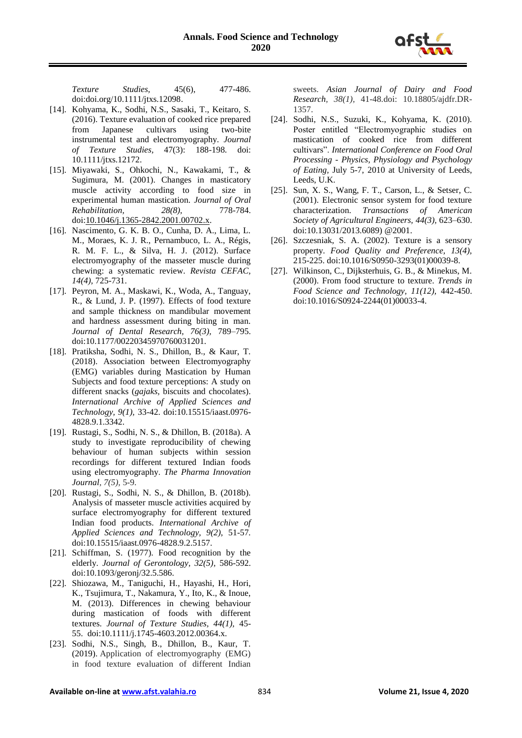*Texture Studies,* 45(6), 477-486. doi:doi.org/10.1111/jtxs.12098.

[14]. Kohyama, K., Sodhi, N.S., Sasaki, T., Keitaro, S. (2016). Texture evaluation of cooked rice prepared from Japanese cultivars using two-bite instrumental test and electromyography. *Journal of Texture Studies,* 47(3): 188-198. doi: 10.1111/jtxs.12172.

[15]. Miyawaki, S., Ohkochi, N., Kawakami, T., & Sugimura, M. (2001). Changes in masticatory muscle activity according to food size in experimental human mastication. *Journal of Oral Rehabilitation, 28(8),* 778-784. doi:10.1046/j.1365-2842.2001.00702.x.

[16]. Nascimento, G. K. B. O., Cunha, D. A., Lima, L. M., Moraes, K. J. R., Pernambuco, L. A., Régis, R. M. F. L., & Silva, H. J. (2012). Surface electromyography of the masseter muscle during chewing: a systematic review. *Revista CEFAC, 14(4),* 725-731.

[17]. Peyron, M. A., Maskawi, K., Woda, A., Tanguay, R., & Lund, J. P. (1997). Effects of food texture and sample thickness on mandibular movement and hardness assessment during biting in man. *Journal of Dental Research, 76(3),* 789–795. doi:10.1177/00220345970760031201.

[18]. Pratiksha, Sodhi, N. S., Dhillon, B., & Kaur, T. (2018). Association between Electromyography (EMG) variables during Mastication by Human Subjects and food texture perceptions: A study on different snacks (*gajaks,* biscuits and chocolates). *International Archive of Applied Sciences and Technology, 9(1),* 33-42. doi:10.15515/iaast.0976-4828.9.1.3342.

[19]. Rustagi, S., Sodhi, N. S., & Dhillon, B. (2018a). A study to investigate reproducibility of chewing behaviour of human subjects within session recordings for different textured Indian foods using electromyography. *The Pharma Innovation Journal, 7(5),* 5-9.

[20]. Rustagi, S., Sodhi, N. S., & Dhillon, B. (2018b). Analysis of masseter muscle activities acquired by surface electromyography for different textured Indian food products. *International Archive of Applied Sciences and Technology, 9(2),* 51-57. doi:10.15515/iaast.0976-4828.9.2.5157.

[21]. Schiffman, S. (1977). Food recognition by the elderly. *Journal of Gerontology, 32(5),* 586-592. doi:10.1093/geronj/32.5.586.

[22]. Shiozawa, M., Taniguchi, H., Hayashi, H., Hori, K., Tsujimura, T., Nakamura, Y., Ito, K., & Inoue, M. (2013). Differences in chewing behaviour during mastication of foods with different textures. *Journal of Texture Studies, 44(1),* 45-55. doi:10.1111/j.1745-4603.2012.00364.x.

[23]. Sodhi, N.S., Singh, B., Dhillon, B., Kaur, T. (2019). Application of electromyography (EMG) in food texture evaluation of different Indian sweets. *Asian Journal of Dairy and Food Research, 38(1),* 41-48.doi: 10.18805/ajdfr.DR-1357.

[24]. Sodhi, N.S., Suzuki, K., Kohyama, K. (2010). Poster entitled "Electromyographic studies on mastication of cooked rice from different cultivars". *International Conference on Food Oral Processing - Physics, Physiology and Psychology of Eating,* July 5-7, 2010 at University of Leeds, Leeds, U.K.

[25]. Sun, X. S., Wang, F. T., Carson, L., & Setser, C. (2001). Electronic sensor system for food texture characterization. *Transactions of American Society of Agricultural Engineers, 44(3),* 623–630. doi:10.13031/2013.6089) @2001.

[26]. Szczesniak, S. A. (2002). Texture is a sensory property. *Food Quality and Preference, 13(4),* 215-225. doi:10.1016/S0950-3293(01)00039-8.

[27]. Wilkinson, C., Dijksterhuis, G. B., & Minekus, M. (2000). From food structure to texture. *Trends in Food Science and Technology, 11(12),* 442-450. doi:10.1016/S0924-2244(01)00033-4.